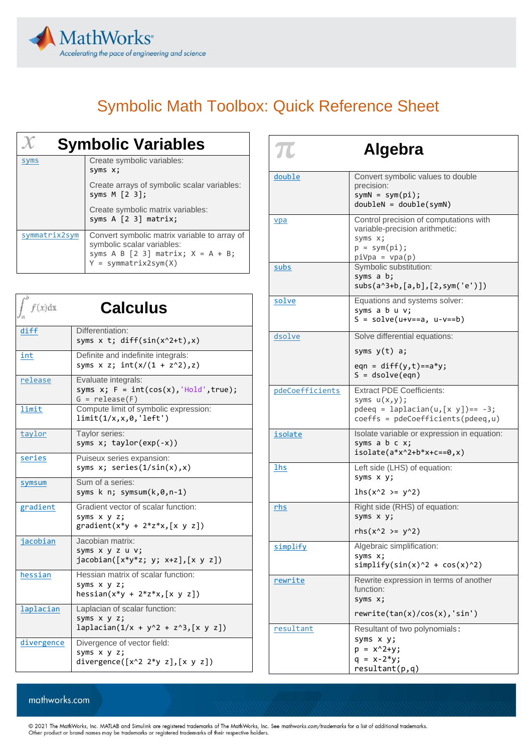# Symbolic Math Toolbox: Quick Reference Sheet

## Symbolic Variables

| Function | Description |
|---|---|
| syms | Create symbolic variables: `syms x;` <br> Create arrays of symbolic scalar variables: `syms M [2 3];` <br> Create symbolic matrix variables: `syms A [2 3] matrix;` |
| symmatrix2sym | Convert symbolic matrix variable to array of symbolic scalar variables: `syms A B [2 3] matrix; X = A + B;` `Y = symmatrix2sym(X)` |

## Calculus

| Function | Description |
|---|---|
| diff | Differentiation: `syms x t; diff(sin(x^2+t),x)` |
| int | Definite and indefinite integrals: `syms x z; int(x/(1 + z^2),z)` |
| release | Evaluate integrals: `syms x; F = int(cos(x),'Hold',true);` `G = release(F)` |
| limit | Compute limit of symbolic expression: `limit(1/x,x,0,'left')` |
| taylor | Taylor series: `syms x; taylor(exp(-x))` |
| series | Puiseux series expansion: `syms x; series(1/sin(x),x)` |
| symsum | Sum of a series: `syms k n; symsum(k,0,n-1)` |
| gradient | Gradient vector of scalar function: `syms x y z;` `gradient(x*y + 2*z*x,[x y z])` |
| jacobian | Jacobian matrix: `syms x y z u v;` `jacobian([x*y*z; y; x+z],[x y z])` |
| hessian | Hessian matrix of scalar function: `syms x y z;` `hessian(x*y + 2*z*x,[x y z])` |
| laplacian | Laplacian of scalar function: `syms x y z;` `laplacian(1/x + y^2 + z^3,[x y z])` |
| divergence | Divergence of vector field: `syms x y z;` `divergence([x^2 2*y z],[x y z])` |

## Algebra

| Function | Description |
|---|---|
| double | Convert symbolic values to double precision: `symN = sym(pi);` `doubleN = double(symN)` |
| vpa | Control precision of computations with variable-precision arithmetic: `syms x;` `p = sym(pi);` `piVpa = vpa(p)` |
| subs | Symbolic substitution: `syms a b;` `subs(a^3+b,[a,b],[2,sym('e')])` |
| solve | Equations and systems solver: `syms a b u v;` `S = solve(u+v==a, u-v==b)` |
| dsolve | Solve differential equations: `syms y(t) a;` `eqn = diff(y,t)==a*y;` `S = dsolve(eqn)` |
| pdeCoefficients | Extract PDE Coefficients: `syms u(x,y);` `pdeeq = laplacian(u,[x y])== -3;` `coeffs = pdeCoefficients(pdeeq,u)` |
| isolate | Isolate variable or expression in equation: `syms a b c x;` `isolate(a*x^2+b*x+c==0,x)` |
| lhs | Left side (LHS) of equation: `syms x y;` `lhs(x^2 >= y^2)` |
| rhs | Right side (RHS) of equation: `syms x y;` `rhs(x^2 >= y^2)` |
| simplify | Algebraic simplification: `syms x;` `simplify(sin(x)^2 + cos(x)^2)` |
| rewrite | Rewrite expression in terms of another function: `syms x;` `rewrite(tan(x)/cos(x),'sin')` |
| resultant | Resultant of two polynomials: `syms x y;` `p = x^2+y;` `q = x-2*y;` `resultant(p,q)` |

mathworks.com

© 2021 The MathWorks, Inc. MATLAB and Simulink are registered trademarks of The MathWorks, Inc. See *mathworks.com/trademarks* for a list of additional trademarks. Other product or brand names may be trademarks or registered trademarks of their respective holders.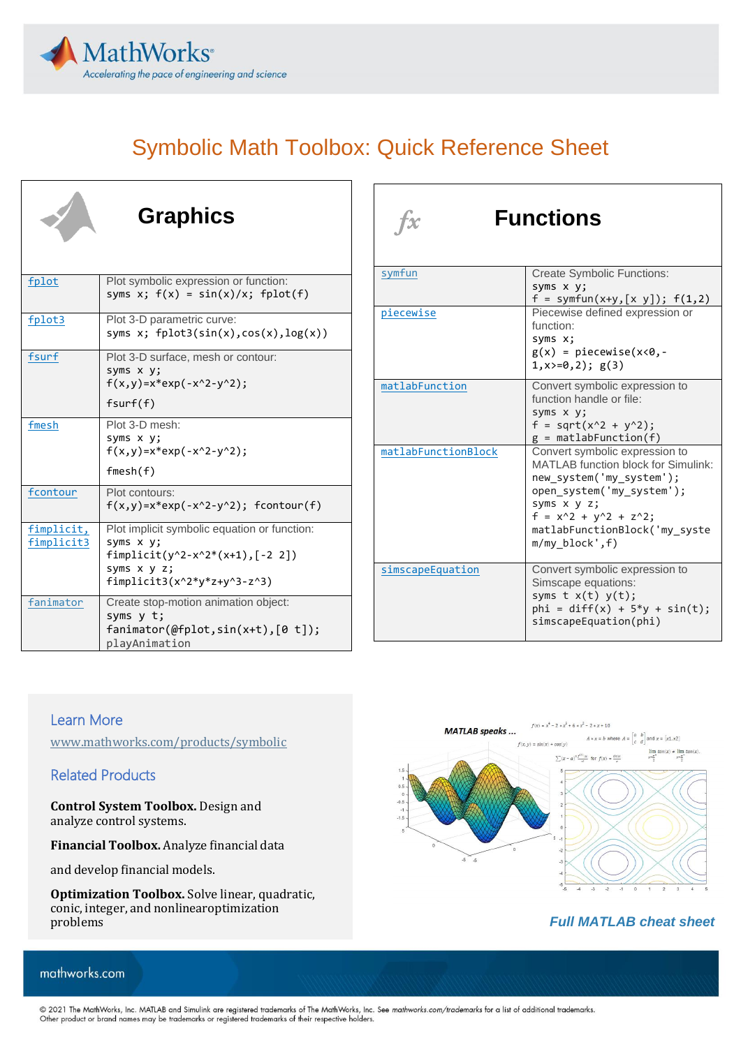# Symbolic Math Toolbox: Quick Reference Sheet

## Graphics

| | |
|---|---|
| fplot | Plot symbolic expression or function: `syms x; f(x) = sin(x)/x; fplot(f)` |
| fplot3 | Plot 3-D parametric curve: `syms x; fplot3(sin(x),cos(x),log(x))` |
| fsurf | Plot 3-D surface, mesh or contour: `syms x y;` `f(x,y)=x*exp(-x^2-y^2);` `fsurf(f)` |
| fmesh | Plot 3-D mesh: `syms x y;` `f(x,y)=x*exp(-x^2-y^2);` `fmesh(f)` |
| fcontour | Plot contours: `f(x,y)=x*exp(-x^2-y^2); fcontour(f)` |
| fimplicit, fimplicit3 | Plot implicit symbolic equation or function: `syms x y;` `fimplicit(y^2-x^2*(x+1),[-2 2])` `syms x y z;` `fimplicit3(x^2*y*z+y^3-z^3)` |
| fanimator | Create stop-motion animation object: `syms y t;` `fanimator(@fplot,sin(x+t),[0 t]);` `playAnimation` |

## Functions

| | |
|---|---|
| symfun | Create Symbolic Functions: `syms x y;` `f = symfun(x+y,[x y]); f(1,2)` |
| piecewise | Piecewise defined expression or function: `syms x;` `g(x) = piecewise(x<0,-1,x>=0,2); g(3)` |
| matlabFunction | Convert symbolic expression to function handle or file: `syms x y;` `f = sqrt(x^2 + y^2);` `g = matlabFunction(f)` |
| matlabFunctionBlock | Convert symbolic expression to MATLAB function block for Simulink: `new_system('my_system');` `open_system('my_system');` `syms x y z;` `f = x^2 + y^2 + z^2;` `matlabFunctionBlock('my_system/my_block',f)` |
| simscapeEquation | Convert symbolic expression to Simscape equations: `syms t x(t) y(t);` `phi = diff(x) + 5*y + sin(t);` `simscapeEquation(phi)` |

### Learn More

www.mathworks.com/products/symbolic

### Related Products

**Control System Toolbox.** Design and analyze control systems.

**Financial Toolbox.** Analyze financial data and develop financial models.

**Optimization Toolbox.** Solve linear, quadratic, conic, integer, and nonlinearoptimization problems

MATLAB speaks ...

***Full MATLAB cheat sheet***

mathworks.com

© 2021 The MathWorks, Inc. MATLAB and Simulink are registered trademarks of The MathWorks, Inc. See *mathworks.com/trademarks* for a list of additional trademarks. Other product or brand names may be trademarks or registered trademarks of their respective holders.